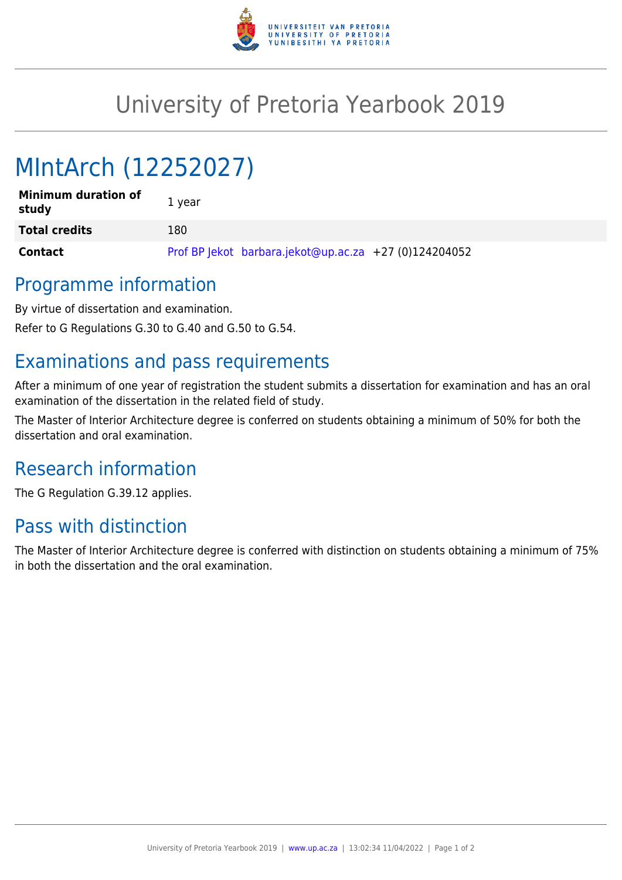# University of Pretoria Yearbook 2019

# MIntArch (12252027)

| Minimum duration of study | 1 year |
|---|---|
| **Total credits** | 180 |
| **Contact** | Prof BP Jekot barbara.jekot@up.ac.za +27 (0)124204052 |

## Programme information

By virtue of dissertation and examination.

Refer to G Regulations G.30 to G.40 and G.50 to G.54.

## Examinations and pass requirements

After a minimum of one year of registration the student submits a dissertation for examination and has an oral examination of the dissertation in the related field of study.

The Master of Interior Architecture degree is conferred on students obtaining a minimum of 50% for both the dissertation and oral examination.

## Research information

The G Regulation G.39.12 applies.

## Pass with distinction

The Master of Interior Architecture degree is conferred with distinction on students obtaining a minimum of 75% in both the dissertation and the oral examination.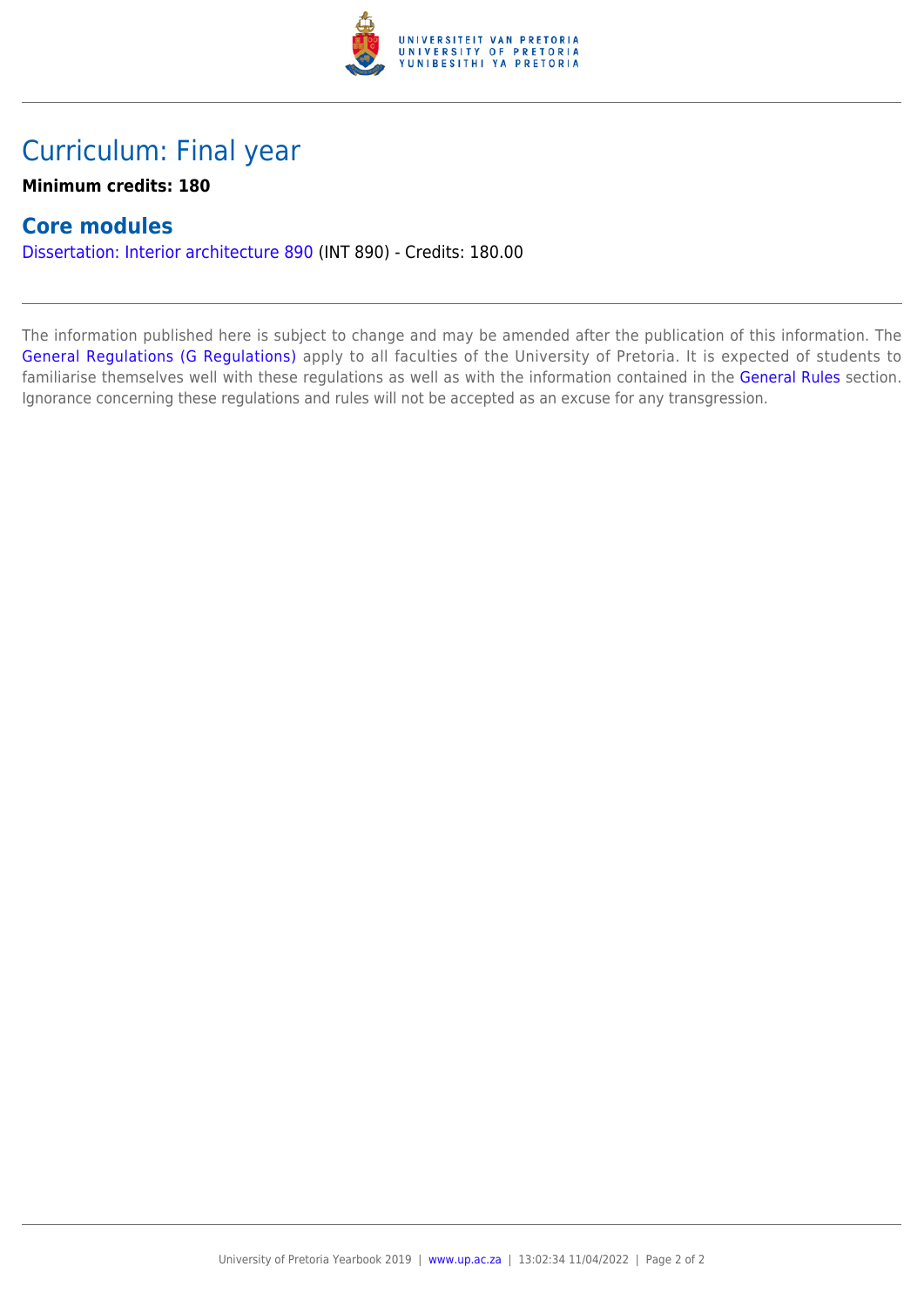## Curriculum: Final year

**Minimum credits: 180**

### Core modules

Dissertation: Interior architecture 890 (INT 890) - Credits: 180.00

The information published here is subject to change and may be amended after the publication of this information. The General Regulations (G Regulations) apply to all faculties of the University of Pretoria. It is expected of students to familiarise themselves well with these regulations as well as with the information contained in the General Rules section. Ignorance concerning these regulations and rules will not be accepted as an excuse for any transgression.